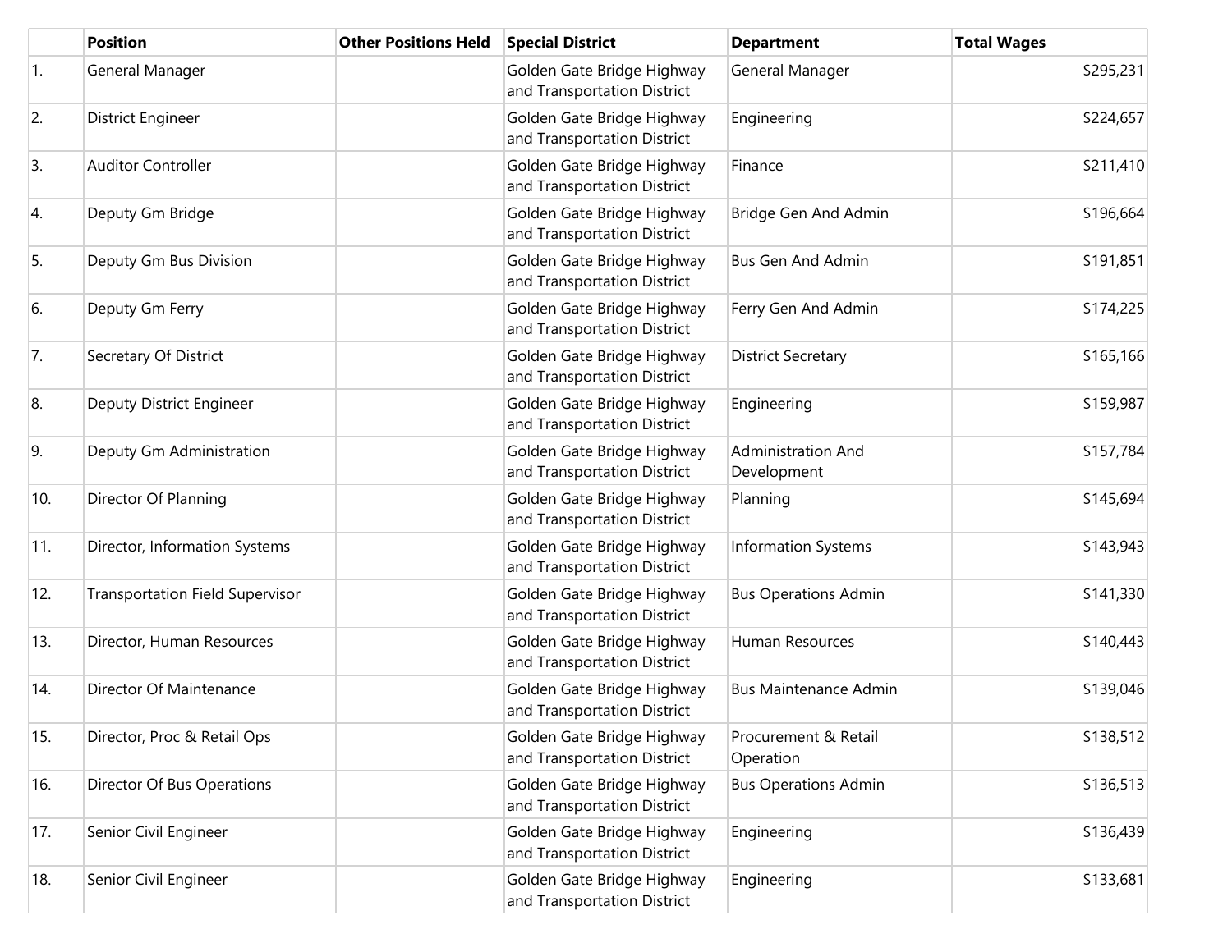| | Position | Other Positions Held | Special District | Department | Total Wages |
|---|---|---|---|---|---|
| 1. | General Manager | | Golden Gate Bridge Highway and Transportation District | General Manager | $295,231 |
| 2. | District Engineer | | Golden Gate Bridge Highway and Transportation District | Engineering | $224,657 |
| 3. | Auditor Controller | | Golden Gate Bridge Highway and Transportation District | Finance | $211,410 |
| 4. | Deputy Gm Bridge | | Golden Gate Bridge Highway and Transportation District | Bridge Gen And Admin | $196,664 |
| 5. | Deputy Gm Bus Division | | Golden Gate Bridge Highway and Transportation District | Bus Gen And Admin | $191,851 |
| 6. | Deputy Gm Ferry | | Golden Gate Bridge Highway and Transportation District | Ferry Gen And Admin | $174,225 |
| 7. | Secretary Of District | | Golden Gate Bridge Highway and Transportation District | District Secretary | $165,166 |
| 8. | Deputy District Engineer | | Golden Gate Bridge Highway and Transportation District | Engineering | $159,987 |
| 9. | Deputy Gm Administration | | Golden Gate Bridge Highway and Transportation District | Administration And Development | $157,784 |
| 10. | Director Of Planning | | Golden Gate Bridge Highway and Transportation District | Planning | $145,694 |
| 11. | Director, Information Systems | | Golden Gate Bridge Highway and Transportation District | Information Systems | $143,943 |
| 12. | Transportation Field Supervisor | | Golden Gate Bridge Highway and Transportation District | Bus Operations Admin | $141,330 |
| 13. | Director, Human Resources | | Golden Gate Bridge Highway and Transportation District | Human Resources | $140,443 |
| 14. | Director Of Maintenance | | Golden Gate Bridge Highway and Transportation District | Bus Maintenance Admin | $139,046 |
| 15. | Director, Proc & Retail Ops | | Golden Gate Bridge Highway and Transportation District | Procurement & Retail Operation | $138,512 |
| 16. | Director Of Bus Operations | | Golden Gate Bridge Highway and Transportation District | Bus Operations Admin | $136,513 |
| 17. | Senior Civil Engineer | | Golden Gate Bridge Highway and Transportation District | Engineering | $136,439 |
| 18. | Senior Civil Engineer | | Golden Gate Bridge Highway and Transportation District | Engineering | $133,681 |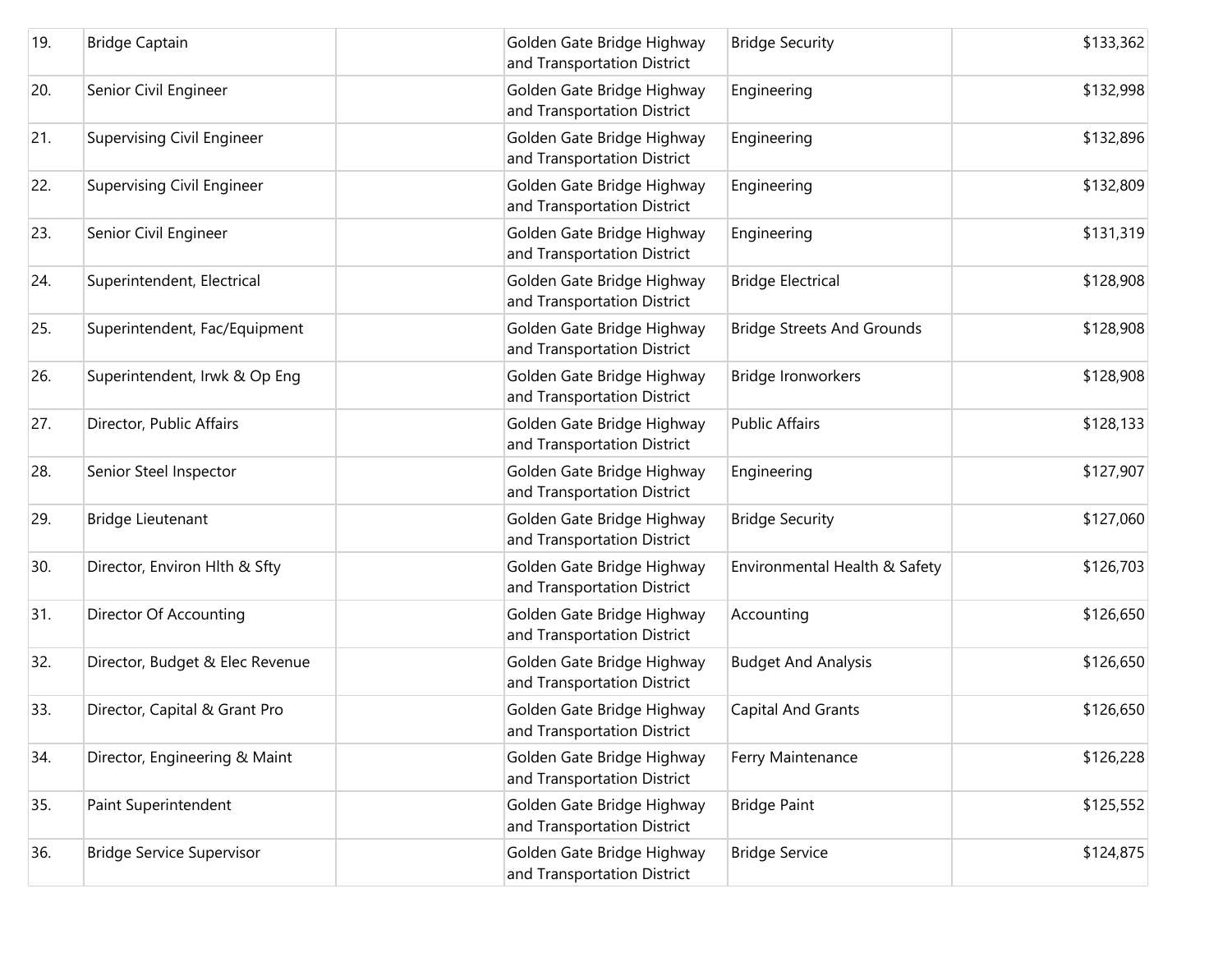| | | | | | |
|---|---|---|---|---|---|
| 19. | Bridge Captain | | Golden Gate Bridge Highway and Transportation District | Bridge Security | $133,362 |
| 20. | Senior Civil Engineer | | Golden Gate Bridge Highway and Transportation District | Engineering | $132,998 |
| 21. | Supervising Civil Engineer | | Golden Gate Bridge Highway and Transportation District | Engineering | $132,896 |
| 22. | Supervising Civil Engineer | | Golden Gate Bridge Highway and Transportation District | Engineering | $132,809 |
| 23. | Senior Civil Engineer | | Golden Gate Bridge Highway and Transportation District | Engineering | $131,319 |
| 24. | Superintendent, Electrical | | Golden Gate Bridge Highway and Transportation District | Bridge Electrical | $128,908 |
| 25. | Superintendent, Fac/Equipment | | Golden Gate Bridge Highway and Transportation District | Bridge Streets And Grounds | $128,908 |
| 26. | Superintendent, Irwk & Op Eng | | Golden Gate Bridge Highway and Transportation District | Bridge Ironworkers | $128,908 |
| 27. | Director, Public Affairs | | Golden Gate Bridge Highway and Transportation District | Public Affairs | $128,133 |
| 28. | Senior Steel Inspector | | Golden Gate Bridge Highway and Transportation District | Engineering | $127,907 |
| 29. | Bridge Lieutenant | | Golden Gate Bridge Highway and Transportation District | Bridge Security | $127,060 |
| 30. | Director, Environ Hlth & Sfty | | Golden Gate Bridge Highway and Transportation District | Environmental Health & Safety | $126,703 |
| 31. | Director Of Accounting | | Golden Gate Bridge Highway and Transportation District | Accounting | $126,650 |
| 32. | Director, Budget & Elec Revenue | | Golden Gate Bridge Highway and Transportation District | Budget And Analysis | $126,650 |
| 33. | Director, Capital & Grant Pro | | Golden Gate Bridge Highway and Transportation District | Capital And Grants | $126,650 |
| 34. | Director, Engineering & Maint | | Golden Gate Bridge Highway and Transportation District | Ferry Maintenance | $126,228 |
| 35. | Paint Superintendent | | Golden Gate Bridge Highway and Transportation District | Bridge Paint | $125,552 |
| 36. | Bridge Service Supervisor | | Golden Gate Bridge Highway and Transportation District | Bridge Service | $124,875 |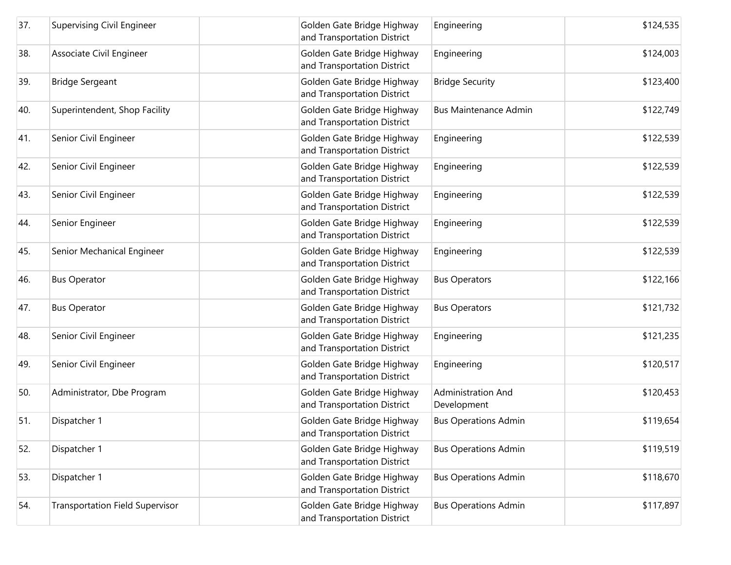| | | | | | |
|---|---|---|---|---|---|
| 37. | Supervising Civil Engineer | | Golden Gate Bridge Highway and Transportation District | Engineering | $124,535 |
| 38. | Associate Civil Engineer | | Golden Gate Bridge Highway and Transportation District | Engineering | $124,003 |
| 39. | Bridge Sergeant | | Golden Gate Bridge Highway and Transportation District | Bridge Security | $123,400 |
| 40. | Superintendent, Shop Facility | | Golden Gate Bridge Highway and Transportation District | Bus Maintenance Admin | $122,749 |
| 41. | Senior Civil Engineer | | Golden Gate Bridge Highway and Transportation District | Engineering | $122,539 |
| 42. | Senior Civil Engineer | | Golden Gate Bridge Highway and Transportation District | Engineering | $122,539 |
| 43. | Senior Civil Engineer | | Golden Gate Bridge Highway and Transportation District | Engineering | $122,539 |
| 44. | Senior Engineer | | Golden Gate Bridge Highway and Transportation District | Engineering | $122,539 |
| 45. | Senior Mechanical Engineer | | Golden Gate Bridge Highway and Transportation District | Engineering | $122,539 |
| 46. | Bus Operator | | Golden Gate Bridge Highway and Transportation District | Bus Operators | $122,166 |
| 47. | Bus Operator | | Golden Gate Bridge Highway and Transportation District | Bus Operators | $121,732 |
| 48. | Senior Civil Engineer | | Golden Gate Bridge Highway and Transportation District | Engineering | $121,235 |
| 49. | Senior Civil Engineer | | Golden Gate Bridge Highway and Transportation District | Engineering | $120,517 |
| 50. | Administrator, Dbe Program | | Golden Gate Bridge Highway and Transportation District | Administration And Development | $120,453 |
| 51. | Dispatcher 1 | | Golden Gate Bridge Highway and Transportation District | Bus Operations Admin | $119,654 |
| 52. | Dispatcher 1 | | Golden Gate Bridge Highway and Transportation District | Bus Operations Admin | $119,519 |
| 53. | Dispatcher 1 | | Golden Gate Bridge Highway and Transportation District | Bus Operations Admin | $118,670 |
| 54. | Transportation Field Supervisor | | Golden Gate Bridge Highway and Transportation District | Bus Operations Admin | $117,897 |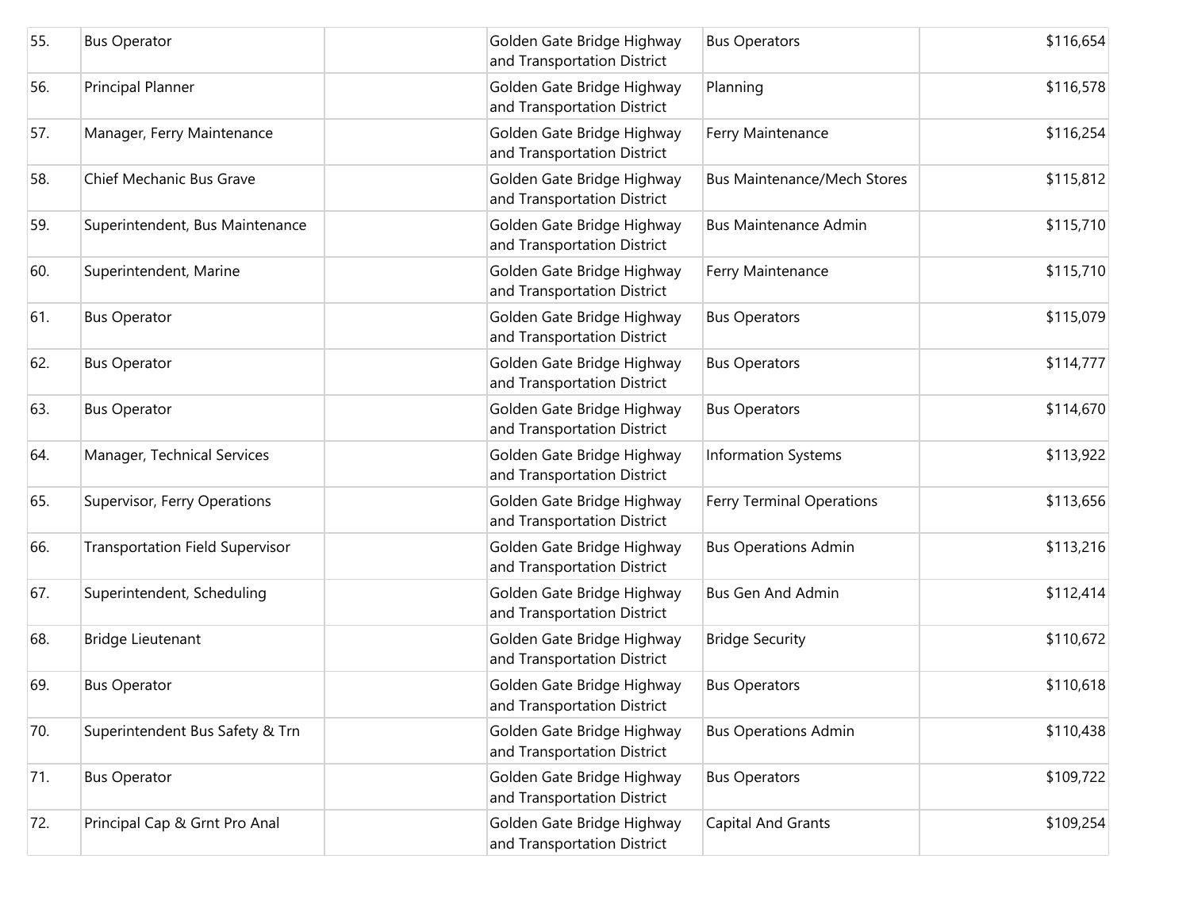| 55. | Bus Operator | | Golden Gate Bridge Highway and Transportation District | Bus Operators | $116,654 |
|---|---|---|---|---|---|
| 56. | Principal Planner | | Golden Gate Bridge Highway and Transportation District | Planning | $116,578 |
| 57. | Manager, Ferry Maintenance | | Golden Gate Bridge Highway and Transportation District | Ferry Maintenance | $116,254 |
| 58. | Chief Mechanic Bus Grave | | Golden Gate Bridge Highway and Transportation District | Bus Maintenance/Mech Stores | $115,812 |
| 59. | Superintendent, Bus Maintenance | | Golden Gate Bridge Highway and Transportation District | Bus Maintenance Admin | $115,710 |
| 60. | Superintendent, Marine | | Golden Gate Bridge Highway and Transportation District | Ferry Maintenance | $115,710 |
| 61. | Bus Operator | | Golden Gate Bridge Highway and Transportation District | Bus Operators | $115,079 |
| 62. | Bus Operator | | Golden Gate Bridge Highway and Transportation District | Bus Operators | $114,777 |
| 63. | Bus Operator | | Golden Gate Bridge Highway and Transportation District | Bus Operators | $114,670 |
| 64. | Manager, Technical Services | | Golden Gate Bridge Highway and Transportation District | Information Systems | $113,922 |
| 65. | Supervisor, Ferry Operations | | Golden Gate Bridge Highway and Transportation District | Ferry Terminal Operations | $113,656 |
| 66. | Transportation Field Supervisor | | Golden Gate Bridge Highway and Transportation District | Bus Operations Admin | $113,216 |
| 67. | Superintendent, Scheduling | | Golden Gate Bridge Highway and Transportation District | Bus Gen And Admin | $112,414 |
| 68. | Bridge Lieutenant | | Golden Gate Bridge Highway and Transportation District | Bridge Security | $110,672 |
| 69. | Bus Operator | | Golden Gate Bridge Highway and Transportation District | Bus Operators | $110,618 |
| 70. | Superintendent Bus Safety & Trn | | Golden Gate Bridge Highway and Transportation District | Bus Operations Admin | $110,438 |
| 71. | Bus Operator | | Golden Gate Bridge Highway and Transportation District | Bus Operators | $109,722 |
| 72. | Principal Cap & Grnt Pro Anal | | Golden Gate Bridge Highway and Transportation District | Capital And Grants | $109,254 |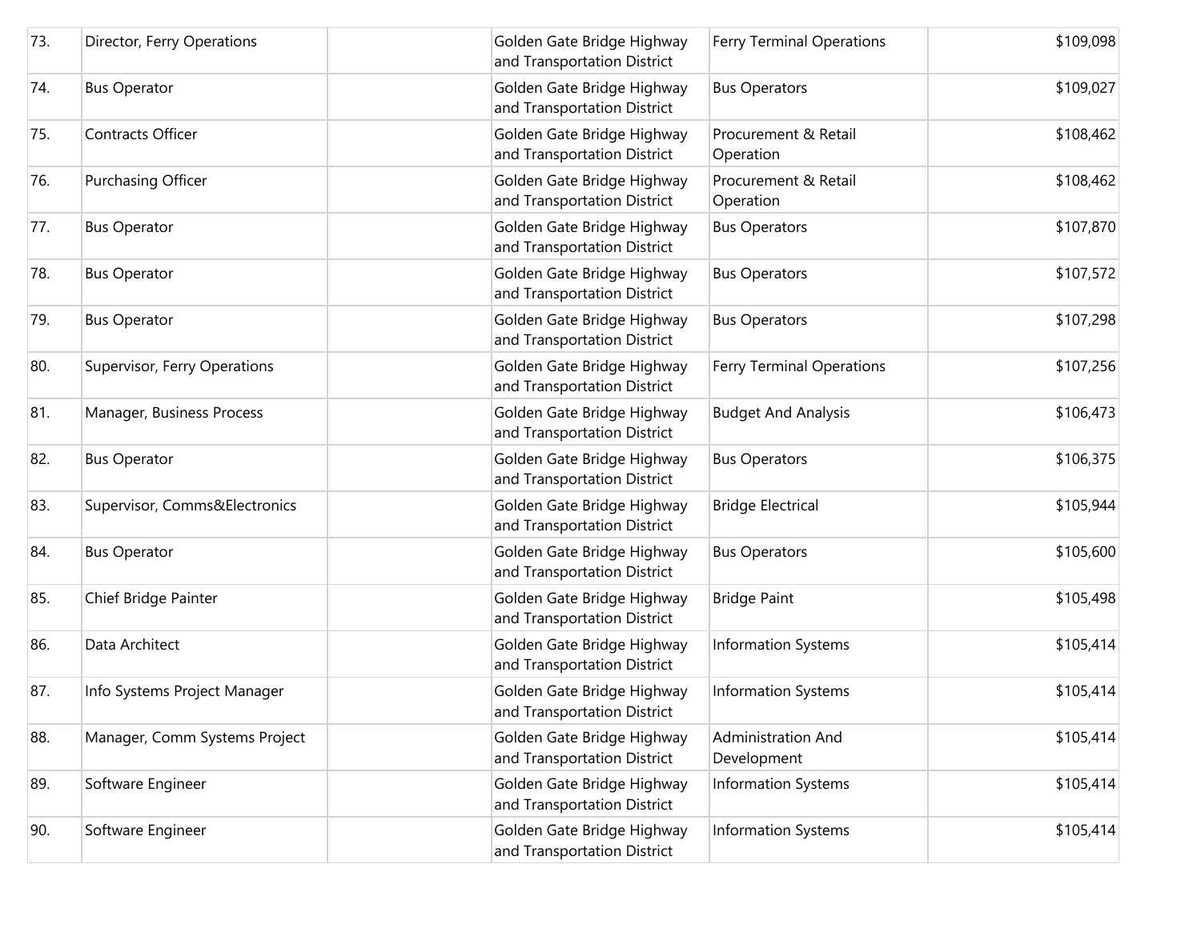| 73. | Director, Ferry Operations | | Golden Gate Bridge Highway and Transportation District | Ferry Terminal Operations | $109,098 |
|---|---|---|---|---|---|
| 74. | Bus Operator | | Golden Gate Bridge Highway and Transportation District | Bus Operators | $109,027 |
| 75. | Contracts Officer | | Golden Gate Bridge Highway and Transportation District | Procurement & Retail Operation | $108,462 |
| 76. | Purchasing Officer | | Golden Gate Bridge Highway and Transportation District | Procurement & Retail Operation | $108,462 |
| 77. | Bus Operator | | Golden Gate Bridge Highway and Transportation District | Bus Operators | $107,870 |
| 78. | Bus Operator | | Golden Gate Bridge Highway and Transportation District | Bus Operators | $107,572 |
| 79. | Bus Operator | | Golden Gate Bridge Highway and Transportation District | Bus Operators | $107,298 |
| 80. | Supervisor, Ferry Operations | | Golden Gate Bridge Highway and Transportation District | Ferry Terminal Operations | $107,256 |
| 81. | Manager, Business Process | | Golden Gate Bridge Highway and Transportation District | Budget And Analysis | $106,473 |
| 82. | Bus Operator | | Golden Gate Bridge Highway and Transportation District | Bus Operators | $106,375 |
| 83. | Supervisor, Comms&Electronics | | Golden Gate Bridge Highway and Transportation District | Bridge Electrical | $105,944 |
| 84. | Bus Operator | | Golden Gate Bridge Highway and Transportation District | Bus Operators | $105,600 |
| 85. | Chief Bridge Painter | | Golden Gate Bridge Highway and Transportation District | Bridge Paint | $105,498 |
| 86. | Data Architect | | Golden Gate Bridge Highway and Transportation District | Information Systems | $105,414 |
| 87. | Info Systems Project Manager | | Golden Gate Bridge Highway and Transportation District | Information Systems | $105,414 |
| 88. | Manager, Comm Systems Project | | Golden Gate Bridge Highway and Transportation District | Administration And Development | $105,414 |
| 89. | Software Engineer | | Golden Gate Bridge Highway and Transportation District | Information Systems | $105,414 |
| 90. | Software Engineer | | Golden Gate Bridge Highway and Transportation District | Information Systems | $105,414 |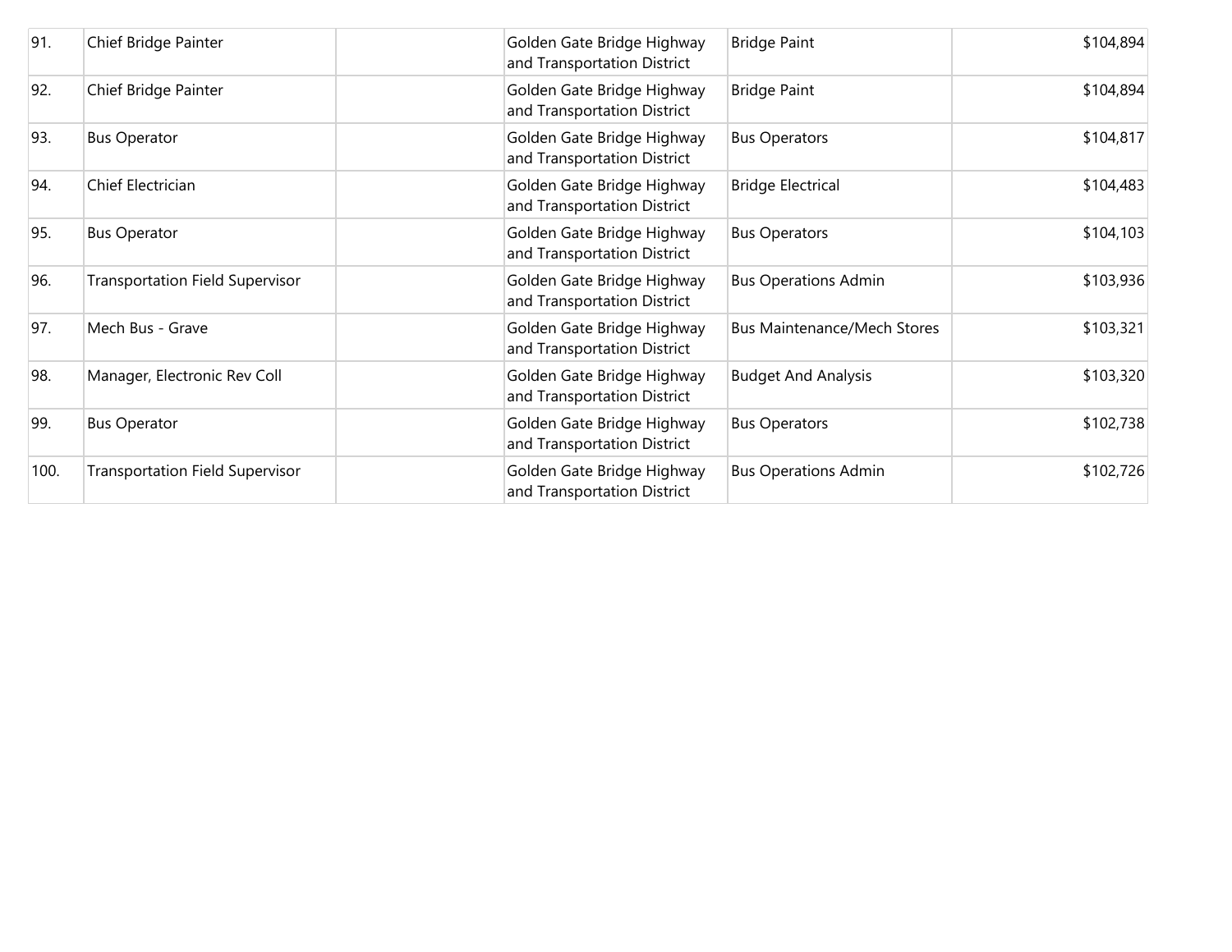| | | | | | |
|---|---|---|---|---|---|
| 91. | Chief Bridge Painter | | Golden Gate Bridge Highway and Transportation District | Bridge Paint | $104,894 |
| 92. | Chief Bridge Painter | | Golden Gate Bridge Highway and Transportation District | Bridge Paint | $104,894 |
| 93. | Bus Operator | | Golden Gate Bridge Highway and Transportation District | Bus Operators | $104,817 |
| 94. | Chief Electrician | | Golden Gate Bridge Highway and Transportation District | Bridge Electrical | $104,483 |
| 95. | Bus Operator | | Golden Gate Bridge Highway and Transportation District | Bus Operators | $104,103 |
| 96. | Transportation Field Supervisor | | Golden Gate Bridge Highway and Transportation District | Bus Operations Admin | $103,936 |
| 97. | Mech Bus - Grave | | Golden Gate Bridge Highway and Transportation District | Bus Maintenance/Mech Stores | $103,321 |
| 98. | Manager, Electronic Rev Coll | | Golden Gate Bridge Highway and Transportation District | Budget And Analysis | $103,320 |
| 99. | Bus Operator | | Golden Gate Bridge Highway and Transportation District | Bus Operators | $102,738 |
| 100. | Transportation Field Supervisor | | Golden Gate Bridge Highway and Transportation District | Bus Operations Admin | $102,726 |